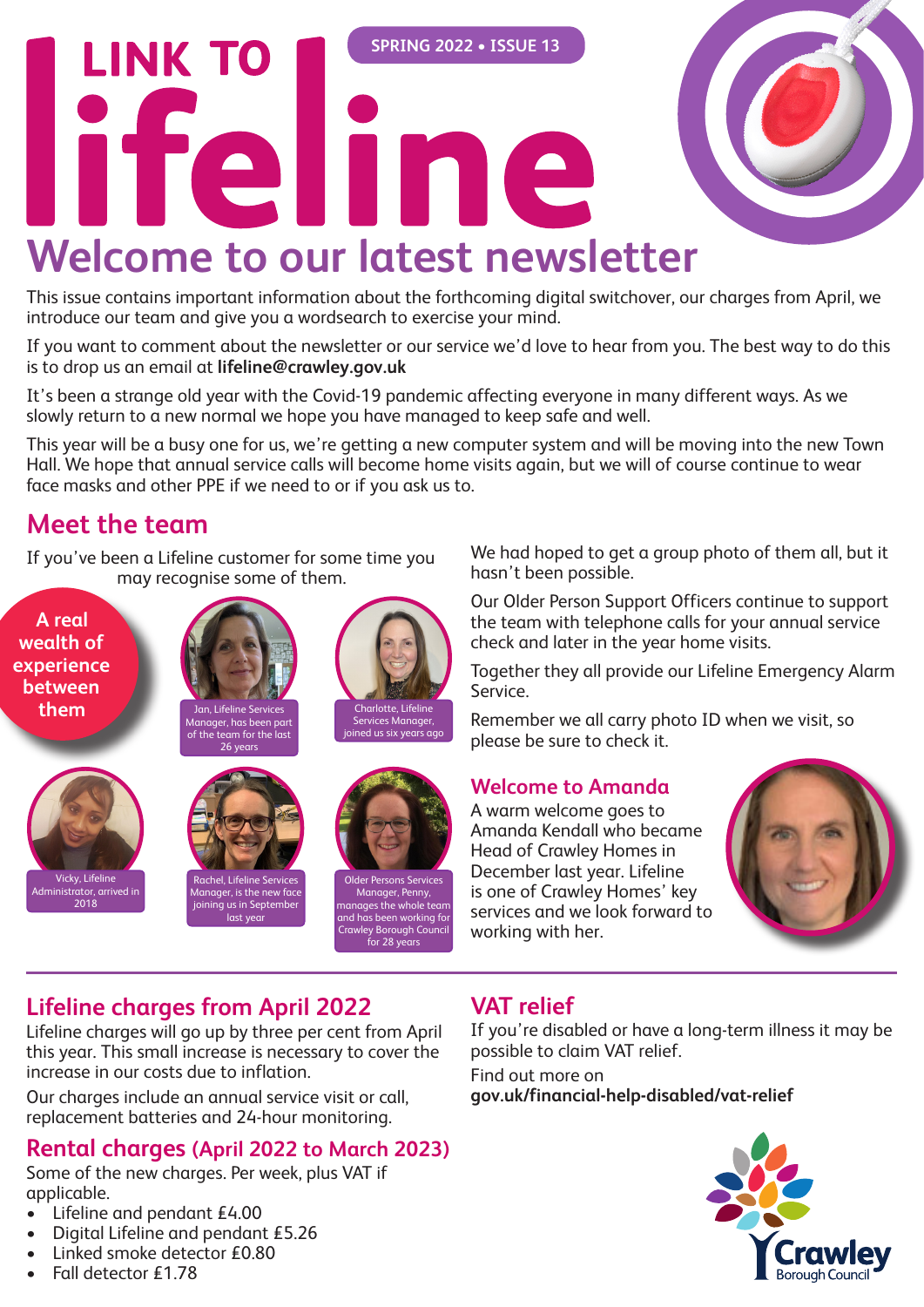# LINK TO lifeline

SPRING 2022 • ISSUE 13

## Welcome to our latest newsletter

This issue contains important information about the forthcoming digital switchover, our charges from April, we introduce our team and give you a wordsearch to exercise your mind.

If you want to comment about the newsletter or our service we'd love to hear from you. The best way to do this is to drop us an email at **lifeline@crawley.gov.uk**

It's been a strange old year with the Covid-19 pandemic affecting everyone in many different ways. As we slowly return to a new normal we hope you have managed to keep safe and well.

This year will be a busy one for us, we're getting a new computer system and will be moving into the new Town Hall. We hope that annual service calls will become home visits again, but we will of course continue to wear face masks and other PPE if we need to or if you ask us to.

## Meet the team

If you've been a Lifeline customer for some time you may recognise some of them.

**A real wealth of experience between them**

Jan, Lifeline Services Manager, has been part of the team for the last 26 years

Charlotte, Lifeline Services Manager, joined us six years ago

Vicky, Lifeline Administrator, arrived in 2018

Rachel, Lifeline Services Manager, is the new face joining us in September last year

Older Persons Services Manager, Penny, manages the whole team and has been working for Crawley Borough Council for 28 years

We had hoped to get a group photo of them all, but it hasn't been possible.

Our Older Person Support Officers continue to support the team with telephone calls for your annual service check and later in the year home visits.

Together they all provide our Lifeline Emergency Alarm Service.

Remember we all carry photo ID when we visit, so please be sure to check it.

### Welcome to Amanda

A warm welcome goes to Amanda Kendall who became Head of Crawley Homes in December last year. Lifeline is one of Crawley Homes' key services and we look forward to working with her.

## Lifeline charges from April 2022

Lifeline charges will go up by three per cent from April this year. This small increase is necessary to cover the increase in our costs due to inflation.

Our charges include an annual service visit or call, replacement batteries and 24-hour monitoring.

## Rental charges (April 2022 to March 2023)

Some of the new charges. Per week, plus VAT if applicable.

- Lifeline and pendant £4.00
- Digital Lifeline and pendant £5.26
- Linked smoke detector £0.80
- Fall detector £1.78

## VAT relief

If you're disabled or have a long-term illness it may be possible to claim VAT relief.

Find out more on
**gov.uk/financial-help-disabled/vat-relief**

Crawley Borough Council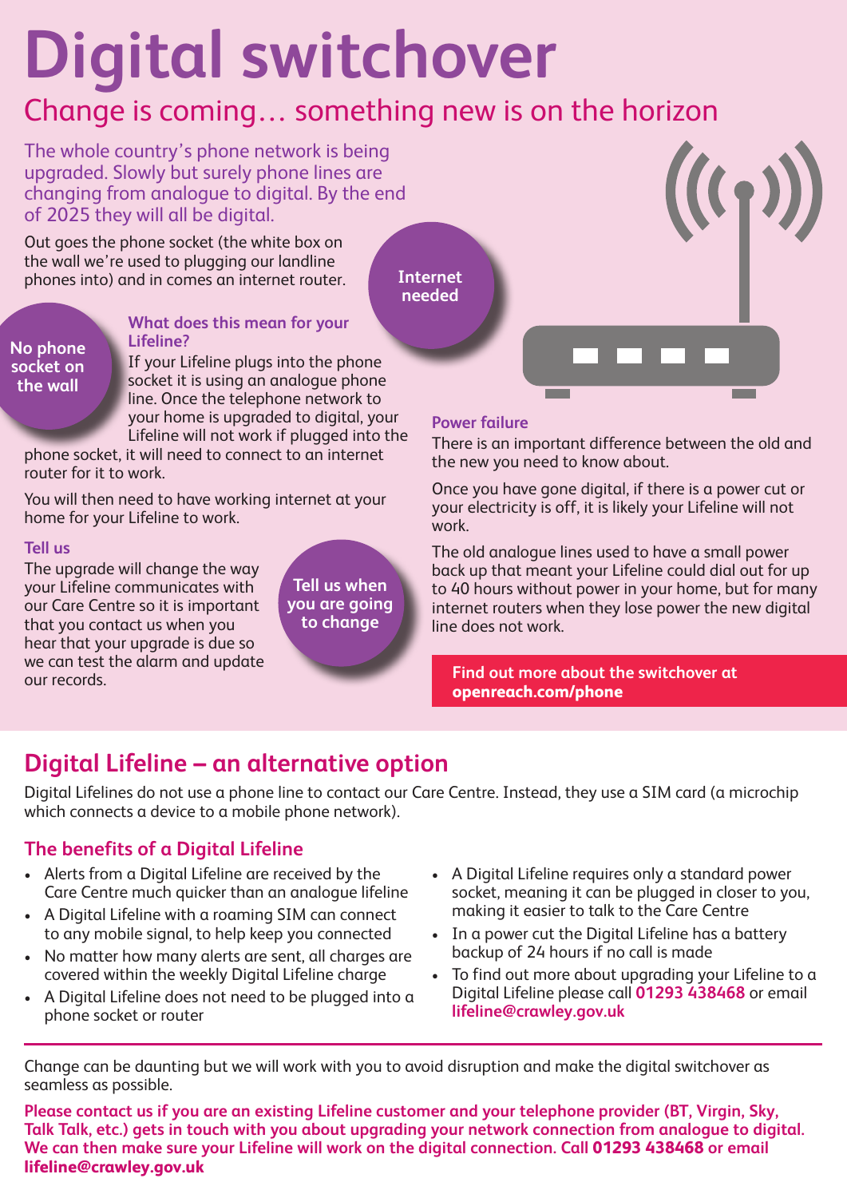# Digital switchover

## Change is coming… something new is on the horizon

The whole country's phone network is being upgraded. Slowly but surely phone lines are changing from analogue to digital. By the end of 2025 they will all be digital.

Out goes the phone socket (the white box on the wall we're used to plugging our landline phones into) and in comes an internet router.

**Internet needed**

**No phone socket on the wall**

### What does this mean for your Lifeline?

If your Lifeline plugs into the phone socket it is using an analogue phone line. Once the telephone network to your home is upgraded to digital, your Lifeline will not work if plugged into the phone socket, it will need to connect to an internet router for it to work.

You will then need to have working internet at your home for your Lifeline to work.

### Tell us

The upgrade will change the way your Lifeline communicates with our Care Centre so it is important that you contact us when you hear that your upgrade is due so we can test the alarm and update our records.

**Tell us when you are going to change**

### Power failure

There is an important difference between the old and the new you need to know about.

Once you have gone digital, if there is a power cut or your electricity is off, it is likely your Lifeline will not work.

The old analogue lines used to have a small power back up that meant your Lifeline could dial out for up to 40 hours without power in your home, but for many internet routers when they lose power the new digital line does not work.

**Find out more about the switchover at openreach.com/phone**

## Digital Lifeline – an alternative option

Digital Lifelines do not use a phone line to contact our Care Centre. Instead, they use a SIM card (a microchip which connects a device to a mobile phone network).

### The benefits of a Digital Lifeline

- Alerts from a Digital Lifeline are received by the Care Centre much quicker than an analogue lifeline
- A Digital Lifeline with a roaming SIM can connect to any mobile signal, to help keep you connected
- No matter how many alerts are sent, all charges are covered within the weekly Digital Lifeline charge
- A Digital Lifeline does not need to be plugged into a phone socket or router
- A Digital Lifeline requires only a standard power socket, meaning it can be plugged in closer to you, making it easier to talk to the Care Centre
- In a power cut the Digital Lifeline has a battery backup of 24 hours if no call is made
- To find out more about upgrading your Lifeline to a Digital Lifeline please call **01293 438468** or email **lifeline@crawley.gov.uk**

---

Change can be daunting but we will work with you to avoid disruption and make the digital switchover as seamless as possible.

**Please contact us if you are an existing Lifeline customer and your telephone provider (BT, Virgin, Sky, Talk Talk, etc.) gets in touch with you about upgrading your network connection from analogue to digital. We can then make sure your Lifeline will work on the digital connection. Call 01293 438468 or email lifeline@crawley.gov.uk**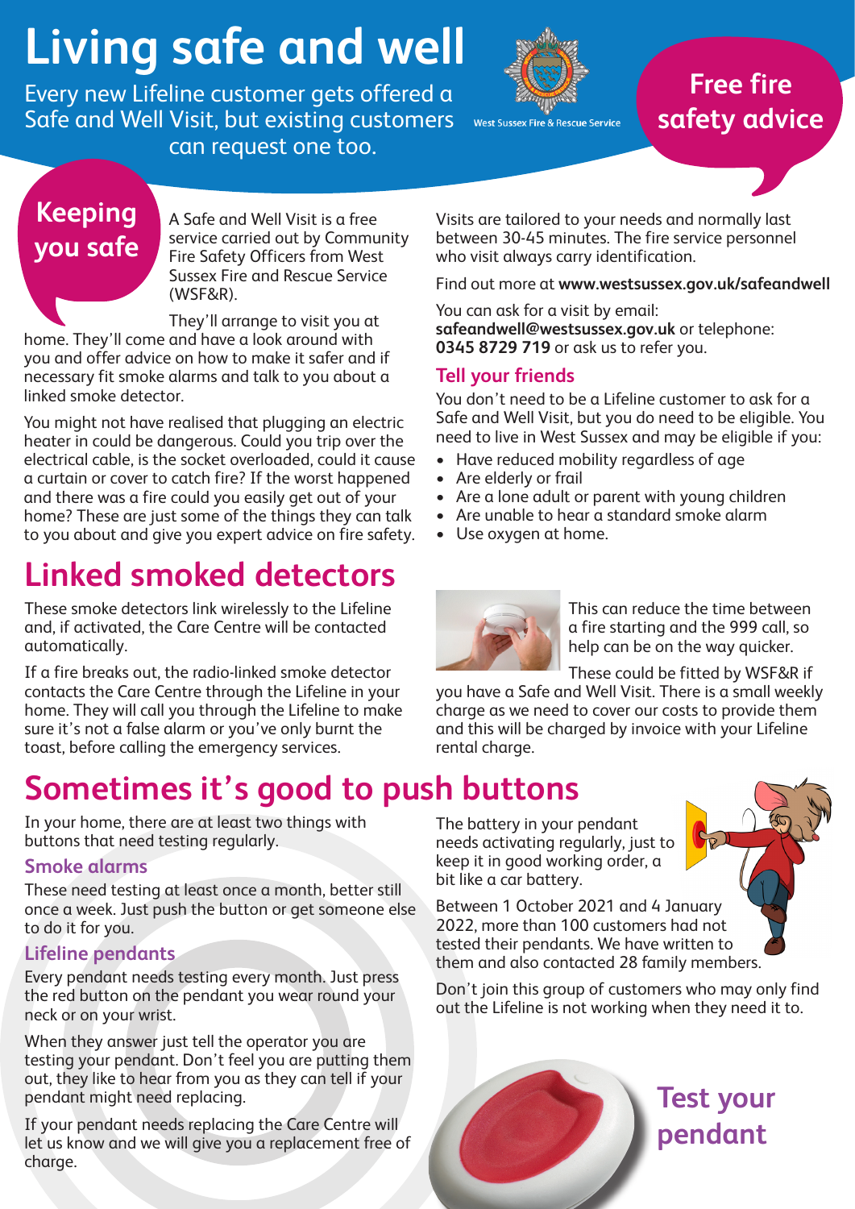# Living safe and well

Every new Lifeline customer gets offered a Safe and Well Visit, but existing customers can request one too.

West Sussex Fire & Rescue Service

**Free fire safety advice**

## Keeping you safe

A Safe and Well Visit is a free service carried out by Community Fire Safety Officers from West Sussex Fire and Rescue Service (WSF&R).

They'll arrange to visit you at home. They'll come and have a look around with you and offer advice on how to make it safer and if necessary fit smoke alarms and talk to you about a linked smoke detector.

You might not have realised that plugging an electric heater in could be dangerous. Could you trip over the electrical cable, is the socket overloaded, could it cause a curtain or cover to catch fire? If the worst happened and there was a fire could you easily get out of your home? These are just some of the things they can talk to you about and give you expert advice on fire safety.

Visits are tailored to your needs and normally last between 30-45 minutes. The fire service personnel who visit always carry identification.

Find out more at **www.westsussex.gov.uk/safeandwell**

You can ask for a visit by email: **safeandwell@westsussex.gov.uk** or telephone: **0345 8729 719** or ask us to refer you.

### Tell your friends

You don't need to be a Lifeline customer to ask for a Safe and Well Visit, but you do need to be eligible. You need to live in West Sussex and may be eligible if you:

- Have reduced mobility regardless of age
- Are elderly or frail
- Are a lone adult or parent with young children
- Are unable to hear a standard smoke alarm
- Use oxygen at home.

## Linked smoked detectors

These smoke detectors link wirelessly to the Lifeline and, if activated, the Care Centre will be contacted automatically.

If a fire breaks out, the radio-linked smoke detector contacts the Care Centre through the Lifeline in your home. They will call you through the Lifeline to make sure it's not a false alarm or you've only burnt the toast, before calling the emergency services.

This can reduce the time between a fire starting and the 999 call, so help can be on the way quicker.

These could be fitted by WSF&R if you have a Safe and Well Visit. There is a small weekly charge as we need to cover our costs to provide them and this will be charged by invoice with your Lifeline rental charge.

## Sometimes it's good to push buttons

In your home, there are at least two things with buttons that need testing regularly.

### Smoke alarms

These need testing at least once a month, better still once a week. Just push the button or get someone else to do it for you.

### Lifeline pendants

Every pendant needs testing every month. Just press the red button on the pendant you wear round your neck or on your wrist.

When they answer just tell the operator you are testing your pendant. Don't feel you are putting them out, they like to hear from you as they can tell if your pendant might need replacing.

If your pendant needs replacing the Care Centre will let us know and we will give you a replacement free of charge.

The battery in your pendant needs activating regularly, just to keep it in good working order, a bit like a car battery.

Between 1 October 2021 and 4 January 2022, more than 100 customers had not tested their pendants. We have written to them and also contacted 28 family members.

Don't join this group of customers who may only find out the Lifeline is not working when they need it to.

**Test your pendant**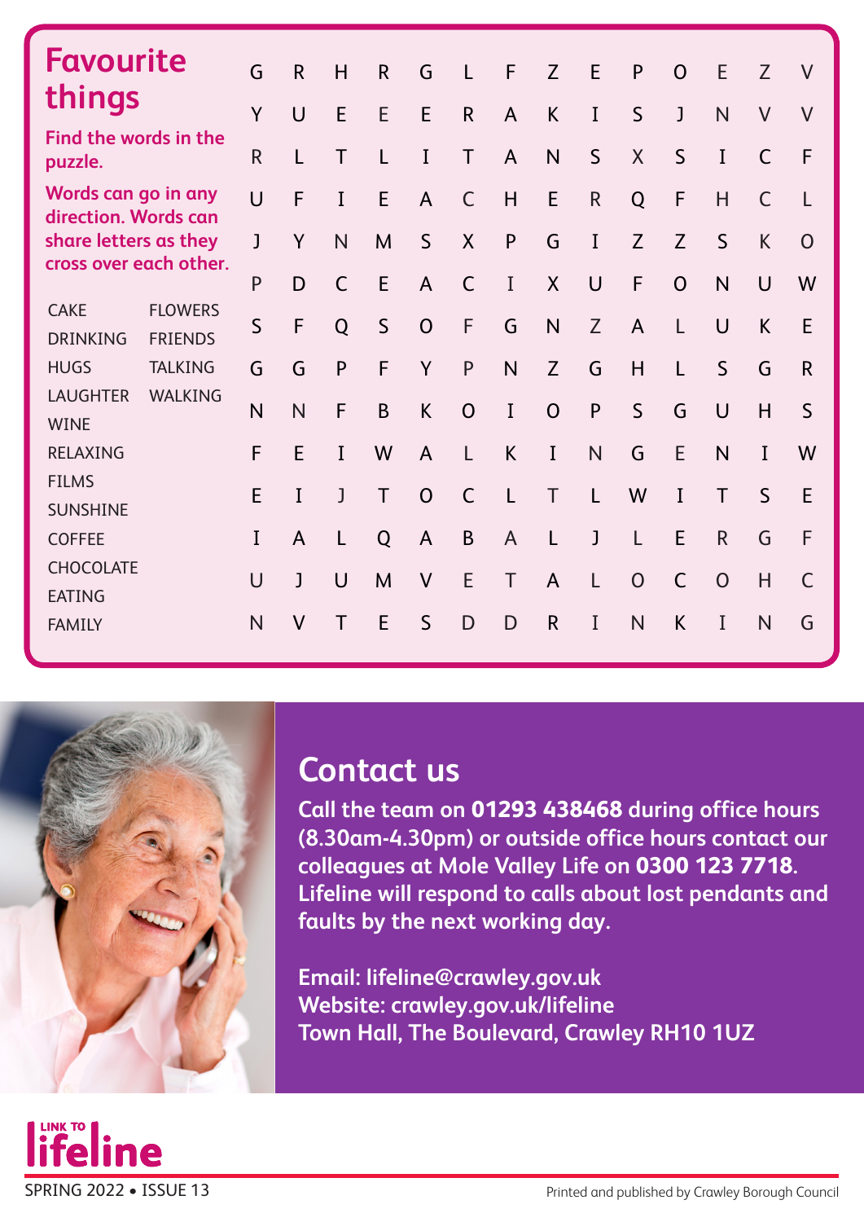## Favourite things

**Find the words in the puzzle.**

**Words can go in any direction. Words can share letters as they cross over each other.**

| | |
|---|---|
| CAKE | FLOWERS |
| DRINKING | FRIENDS |
| HUGS | TALKING |
| LAUGHTER | WALKING |
| WINE | |
| RELAXING | |
| FILMS | |
| SUNSHINE | |
| COFFEE | |
| CHOCOLATE | |
| EATING | |
| FAMILY | |

| | | | | | | | | | | | | | |
|---|---|---|---|---|---|---|---|---|---|---|---|---|---|
| G | R | H | R | G | L | F | Z | E | P | O | E | Z | V |
| Y | U | E | E | E | R | A | K | I | S | J | N | V | V |
| R | L | T | L | I | T | A | N | S | X | S | I | C | F |
| U | F | I | E | A | C | H | E | R | Q | F | H | C | L |
| J | Y | N | M | S | X | P | G | I | Z | Z | S | K | O |
| P | D | C | E | A | C | I | X | U | F | O | N | U | W |
| S | F | Q | S | O | F | G | N | Z | A | L | U | K | E |
| G | G | P | F | Y | P | N | Z | G | H | L | S | G | R |
| N | N | F | B | K | O | I | O | P | S | G | U | H | S |
| F | E | I | W | A | L | K | I | N | G | E | N | I | W |
| E | I | J | T | O | C | L | T | L | W | I | T | S | E |
| I | A | L | Q | A | B | A | L | J | L | E | R | G | F |
| U | J | U | M | V | E | T | A | L | O | C | O | H | C |
| N | V | T | E | S | D | D | R | I | N | K | I | N | G |

## Contact us

**Call the team on 01293 438468 during office hours (8.30am-4.30pm) or outside office hours contact our colleagues at Mole Valley Life on 0300 123 7718. Lifeline will respond to calls about lost pendants and faults by the next working day.**

**Email: lifeline@crawley.gov.uk**
**Website: crawley.gov.uk/lifeline**
**Town Hall, The Boulevard, Crawley RH10 1UZ**

LINK TO lifeline

SPRING 2022 • ISSUE 13

Printed and published by Crawley Borough Council